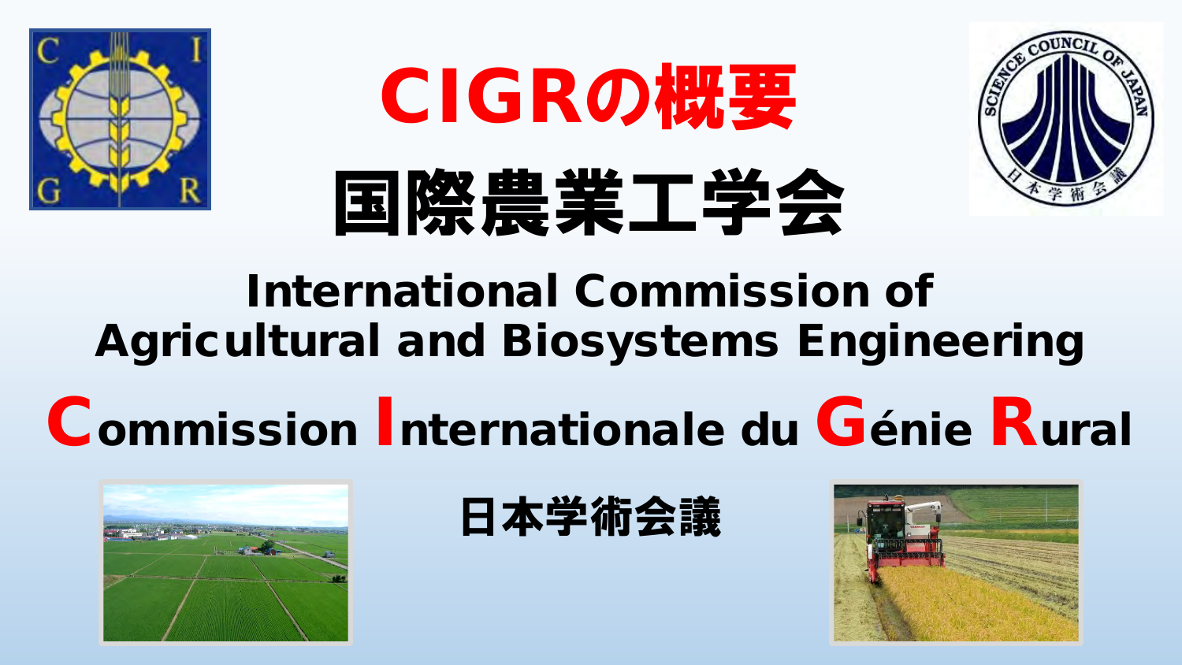# CIGRの概要

# 国際農業工学会

## International Commission of Agricultural and Biosystems Engineering

## Commission Internationale du Génie Rural

日本学術会議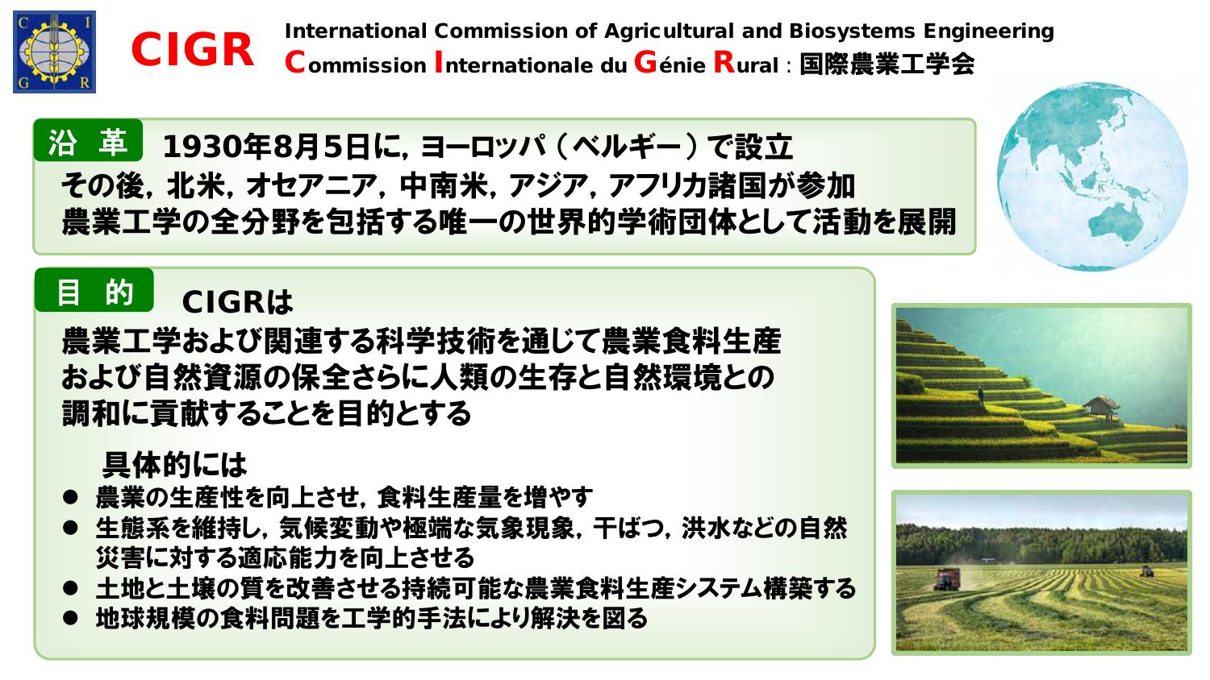# CIGR

International Commission of Agricultural and Biosystems Engineering
Commission Internationale du Génie Rural : 国際農業工学会

## 沿 革

1930年8月5日に，ヨーロッパ（ベルギー）で設立
その後，北米，オセアニア，中南米，アジア，アフリカ諸国が参加
農業工学の全分野を包括する唯一の世界的学術団体として活動を展開

## 目 的

CIGRは
農業工学および関連する科学技術を通じて農業食料生産および自然資源の保全さらに人類の生存と自然環境との調和に貢献することを目的とする

具体的には

- 農業の生産性を向上させ，食料生産量を増やす
- 生態系を維持し，気候変動や極端な気象現象，干ばつ，洪水などの自然災害に対する適応能力を向上させる
- 土地と土壌の質を改善させる持続可能な農業食料生産システム構築する
- 地球規模の食料問題を工学的手法により解決を図る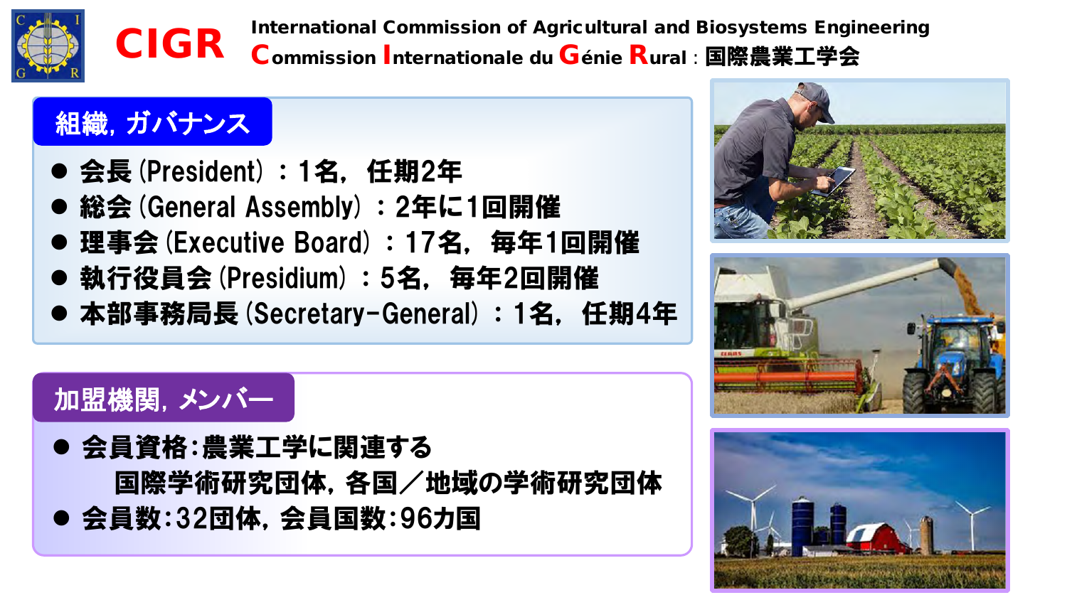# CIGR

International Commission of Agricultural and Biosystems Engineering

Commission Internationale du Génie Rural：国際農業工学会

## 組織，ガバナンス

- 会長 (President) ：1名， 任期2年
- 総会 (General Assembly) ：2年に1回開催
- 理事会 (Executive Board) ：17名， 毎年1回開催
- 執行役員会 (Presidium) ：5名， 毎年2回開催
- 本部事務局長 (Secretary-General) ：1名， 任期4年

## 加盟機関，メンバー

- 会員資格:農業工学に関連する
  国際学術研究団体，各国／地域の学術研究団体
- 会員数:32団体，会員国数:96カ国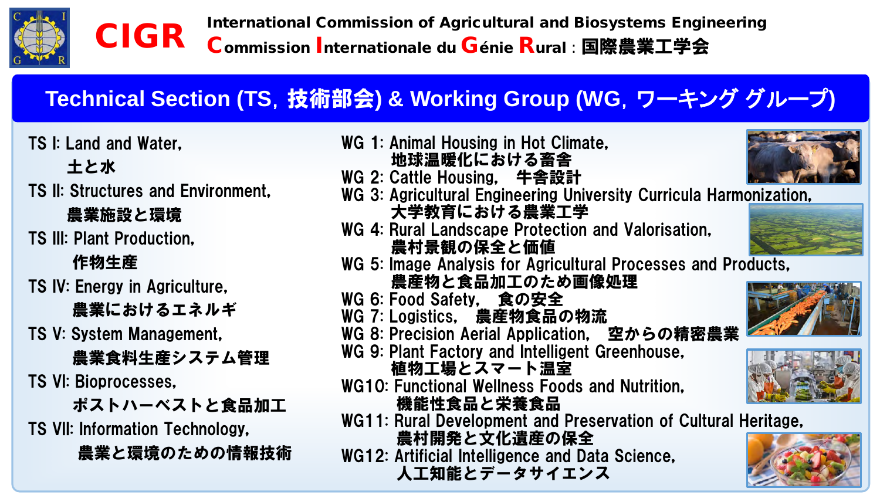**CIGR** International Commission of Agricultural and Biosystems Engineering
**C**ommission **I**nternationale du **G**énie **R**ural : 国際農業工学会

## Technical Section (TS, 技術部会) & Working Group (WG, ワーキング グループ)

- TS I: Land and Water, 土と水
- TS II: Structures and Environment, 農業施設と環境
- TS III: Plant Production, 作物生産
- TS IV: Energy in Agriculture, 農業におけるエネルギ
- TS V: System Management, 農業食料生産システム管理
- TS VI: Bioprocesses, ポストハーベストと食品加工
- TS VII: Information Technology, 農業と環境のための情報技術

- WG 1: Animal Housing in Hot Climate, 地球温暖化における畜舎
- WG 2: Cattle Housing, 牛舎設計
- WG 3: Agricultural Engineering University Curricula Harmonization, 大学教育における農業工学
- WG 4: Rural Landscape Protection and Valorisation, 農村景観の保全と価値
- WG 5: Image Analysis for Agricultural Processes and Products, 農産物と食品加工のため画像処理
- WG 6: Food Safety, 食の安全
- WG 7: Logistics, 農産物食品の物流
- WG 8: Precision Aerial Application, 空からの精密農業
- WG 9: Plant Factory and Intelligent Greenhouse, 植物工場とスマート温室
- WG10: Functional Wellness Foods and Nutrition, 機能性食品と栄養食品
- WG11: Rural Development and Preservation of Cultural Heritage, 農村開発と文化遺産の保全
- WG12: Artificial Intelligence and Data Science, 人工知能とデータサイエンス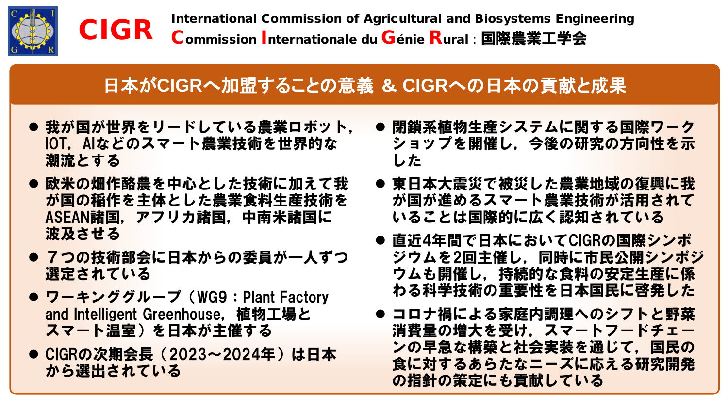CIGR

International Commission of Agricultural and Biosystems Engineering

Commission Internationale du Génie Rural：国際農業工学会

## 日本がCIGRへ加盟することの意義 & CIGRへの日本の貢献と成果

- 我が国が世界をリードしている農業ロボット，IOT，AIなどのスマート農業技術を世界的な潮流とする
- 欧米の畑作酪農を中心とした技術に加えて我が国の稲作を主体とした農業食料生産技術をASEAN諸国，アフリカ諸国，中南米諸国に波及させる
- ７つの技術部会に日本からの委員が一人ずつ選定されている
- ワーキンググループ（WG9：Plant Factory and Intelligent Greenhouse，植物工場とスマート温室）を日本が主催する
- CIGRの次期会長（2023～2024年）は日本から選出されている
- 閉鎖系植物生産システムに関する国際ワークショップを開催し，今後の研究の方向性を示した
- 東日本大震災で被災した農業地域の復興に我が国が進めるスマート農業技術が活用されていることは国際的に広く認知されている
- 直近4年間で日本においてCIGRの国際シンポジウムを2回主催し，同時に市民公開シンポジウムも開催し，持続的な食料の安定生産に係わる科学技術の重要性を日本国民に啓発した
- コロナ禍による家庭内調理へのシフトと野菜消費量の増大を受け，スマートフードチェーンの早急な構築と社会実装を通じて，国民の食に対するあらたなニーズに応える研究開発の指針の策定にも貢献している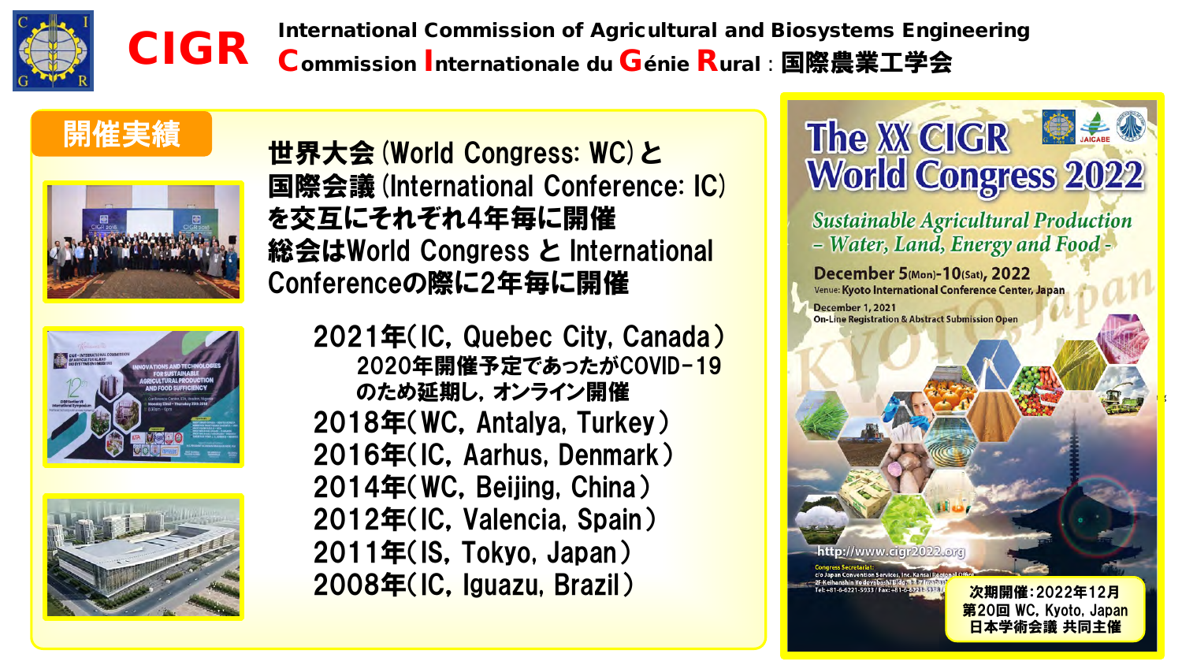# CIGR

International Commission of Agricultural and Biosystems Engineering

Commission Internationale du Génie Rural : 国際農業工学会

## 開催実績

**世界大会 (World Congress: WC) と国際会議 (International Conference: IC) を交互にそれぞれ4年毎に開催**

**総会はWorld Congress と International Conferenceの際に2年毎に開催**

- 2021年(IC, Quebec City, Canada)
  - 2020年開催予定であったがCOVID-19のため延期し，オンライン開催
- 2018年(WC, Antalya, Turkey)
- 2016年(IC, Aarhus, Denmark)
- 2014年(WC, Beijing, China)
- 2012年(IC, Valencia, Spain)
- 2011年(IS, Tokyo, Japan)
- 2008年(IC, Iguazu, Brazil)

**The XX CIGR World Congress 2022**

*Sustainable Agricultural Production – Water, Land, Energy and Food –*

December 5(Mon)-10(Sat), 2022

Venue: Kyoto International Conference Center, Japan

December 1, 2021

On-Line Registration & Abstract Submission Open

http://www.cigr2022.org

**次期開催：2022年12月**
**第20回 WC, Kyoto, Japan**
**日本学術会議 共同主催**